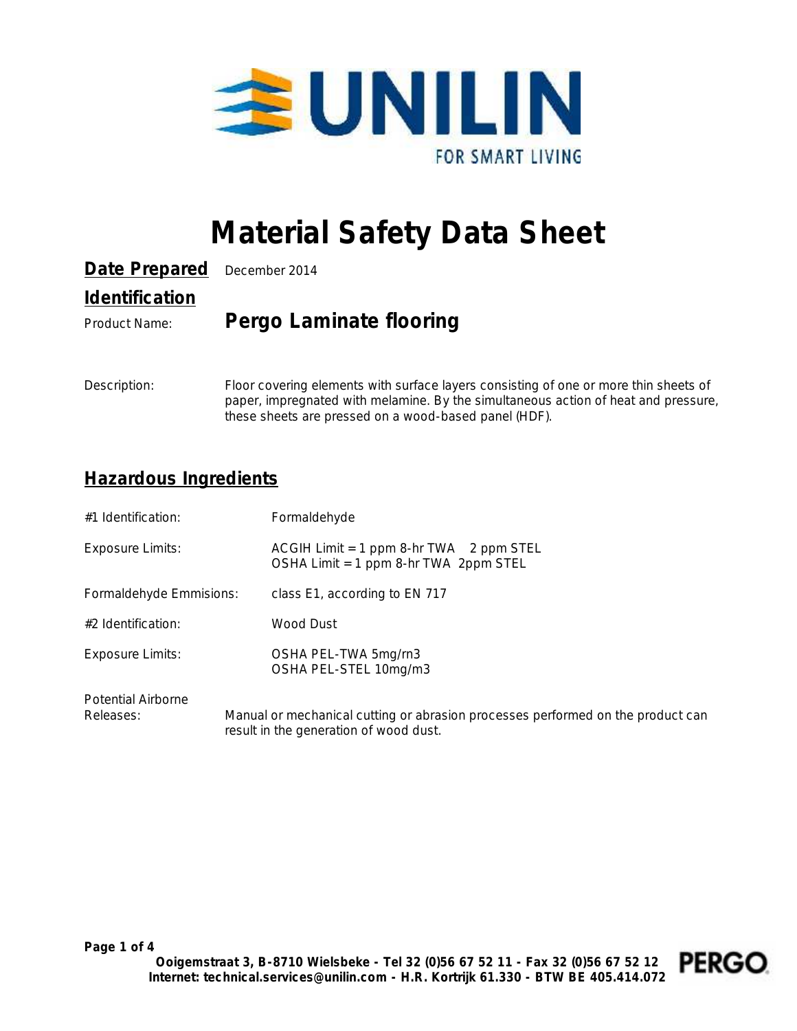UNILIN

FOR SMART LIVING

# Material Safety Data Sheet

**Date Prepared** December 2014

## Identification

Product Name: **Pergo Laminate flooring**

Description: Floor covering elements with surface layers consisting of one or more thin sheets of paper, impregnated with melamine. By the simultaneous action of heat and pressure, these sheets are pressed on a wood-based panel (HDF).

## Hazardous Ingredients

#1 Identification: Formaldehyde

Exposure Limits: ACGIH Limit = 1 ppm 8-hr TWA 2 ppm STEL
OSHA Limit = 1 ppm 8-hr TWA 2ppm STEL

Formaldehyde Emmisions: class E1, according to EN 717

#2 Identification: Wood Dust

Exposure Limits: OSHA PEL-TWA 5mg/rn3
OSHA PEL-STEL 10mg/m3

Potential Airborne Releases: Manual or mechanical cutting or abrasion processes performed on the product can result in the generation of wood dust.

Ooigemstraat 3, B-8710 Wielsbeke - Tel 32 (0)56 67 52 11 - Fax 32 (0)56 67 52 12
Internet: technical.services@unilin.com - H.R. Kortrijk 61.330 - BTW BE 405.414.072

PERGO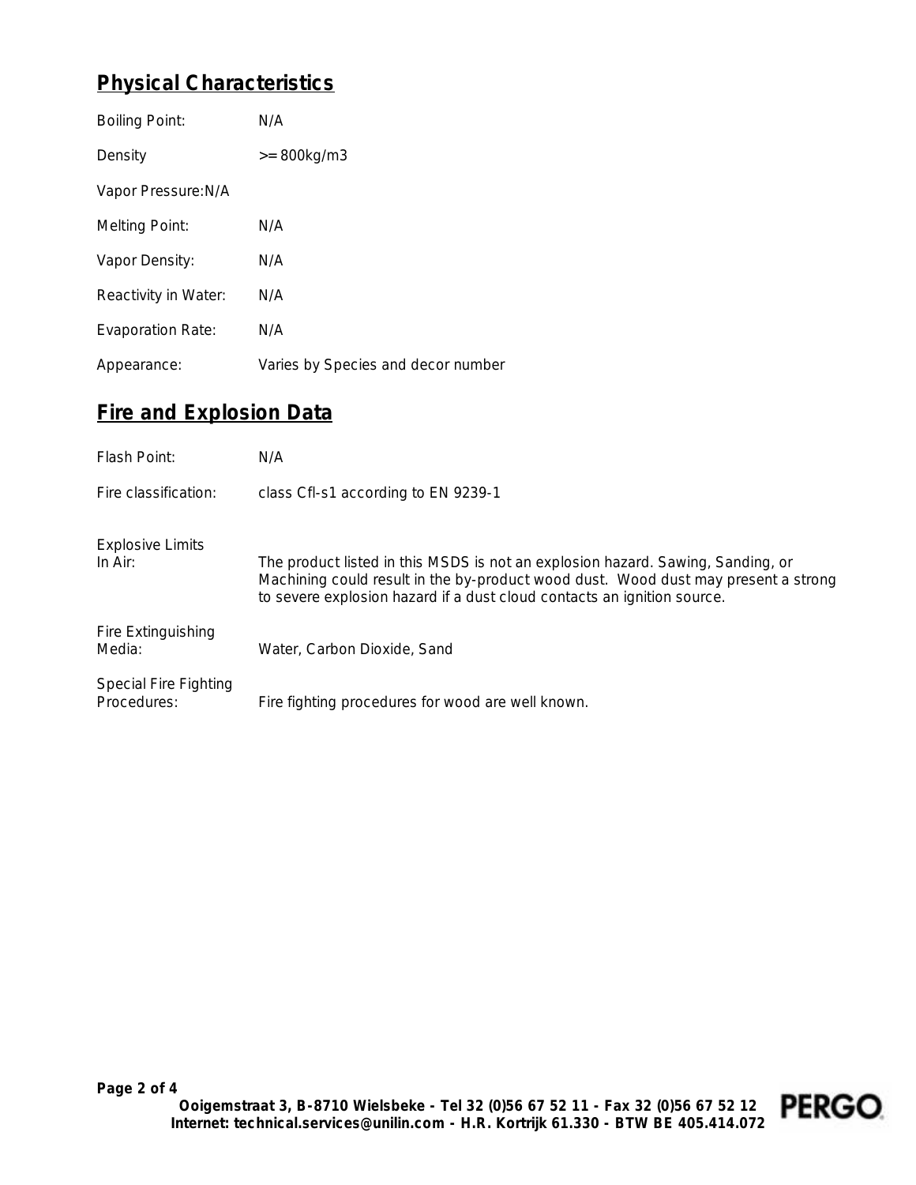## Physical Characteristics

Boiling Point: N/A

Density >= 800kg/m3

Vapor Pressure:N/A

Melting Point: N/A

Vapor Density: N/A

Reactivity in Water: N/A

Evaporation Rate: N/A

Appearance: Varies by Species and decor number

## Fire and Explosion Data

Flash Point: N/A

Fire classification: class Cfl-s1 according to EN 9239-1

Explosive Limits In Air: The product listed in this MSDS is not an explosion hazard. Sawing, Sanding, or Machining could result in the by-product wood dust. Wood dust may present a strong to severe explosion hazard if a dust cloud contacts an ignition source.

Fire Extinguishing Media: Water, Carbon Dioxide, Sand

Special Fire Fighting Procedures: Fire fighting procedures for wood are well known.

**Ooigemstraat 3, B-8710 Wielsbeke - Tel 32 (0)56 67 52 11 - Fax 32 (0)56 67 52 12**
**Internet: technical.services@unilin.com - H.R. Kortrijk 61.330 - BTW BE 405.414.072**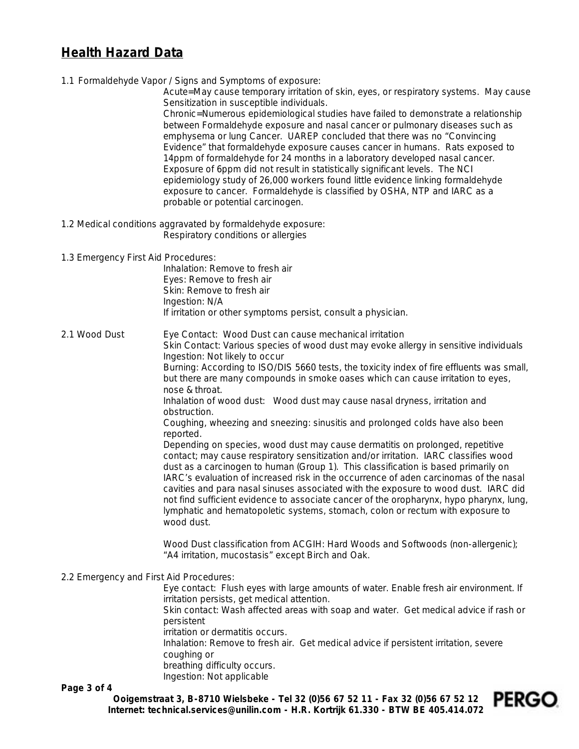## Health Hazard Data

1.1 Formaldehyde Vapor / Signs and Symptoms of exposure:

Acute=May cause temporary irritation of skin, eyes, or respiratory systems. May cause Sensitization in susceptible individuals.

Chronic=Numerous epidemiological studies have failed to demonstrate a relationship between Formaldehyde exposure and nasal cancer or pulmonary diseases such as emphysema or lung Cancer. UAREP concluded that there was no "Convincing Evidence" that formaldehyde exposure causes cancer in humans. Rats exposed to 14ppm of formaldehyde for 24 months in a laboratory developed nasal cancer. Exposure of 6ppm did not result in statistically significant levels. The NCI epidemiology study of 26,000 workers found little evidence linking formaldehyde exposure to cancer. Formaldehyde is classified by OSHA, NTP and IARC as a probable or potential carcinogen.

1.2 Medical conditions aggravated by formaldehyde exposure:

Respiratory conditions or allergies

1.3 Emergency First Aid Procedures:

Inhalation: Remove to fresh air
Eyes: Remove to fresh air
Skin: Remove to fresh air
Ingestion: N/A
If irritation or other symptoms persist, consult a physician.

2.1 Wood Dust

Eye Contact: Wood Dust can cause mechanical irritation
Skin Contact: Various species of wood dust may evoke allergy in sensitive individuals
Ingestion: Not likely to occur
Burning: According to ISO/DIS 5660 tests, the toxicity index of fire effluents was small, but there are many compounds in smoke oases which can cause irritation to eyes, nose & throat.
Inhalation of wood dust: Wood dust may cause nasal dryness, irritation and obstruction.
Coughing, wheezing and sneezing: sinusitis and prolonged colds have also been reported.
Depending on species, wood dust may cause dermatitis on prolonged, repetitive contact; may cause respiratory sensitization and/or irritation. IARC classifies wood dust as a carcinogen to human (Group 1). This classification is based primarily on IARC's evaluation of increased risk in the occurrence of aden carcinomas of the nasal cavities and para nasal sinuses associated with the exposure to wood dust. IARC did not find sufficient evidence to associate cancer of the oropharynx, hypo pharynx, lung, lymphatic and hematopoletic systems, stomach, colon or rectum with exposure to wood dust.

Wood Dust classification from ACGIH: Hard Woods and Softwoods (non-allergenic); "A4 irritation, mucostasis" except Birch and Oak.

2.2 Emergency and First Aid Procedures:

Eye contact: Flush eyes with large amounts of water. Enable fresh air environment. If irritation persists, get medical attention.
Skin contact: Wash affected areas with soap and water. Get medical advice if rash or persistent
irritation or dermatitis occurs.
Inhalation: Remove to fresh air. Get medical advice if persistent irritation, severe coughing or
breathing difficulty occurs.
Ingestion: Not applicable

**Ooigemstraat 3, B-8710 Wielsbeke - Tel 32 (0)56 67 52 11 - Fax 32 (0)56 67 52 12**
**Internet: technical.services@unilin.com - H.R. Kortrijk 61.330 - BTW BE 405.414.072**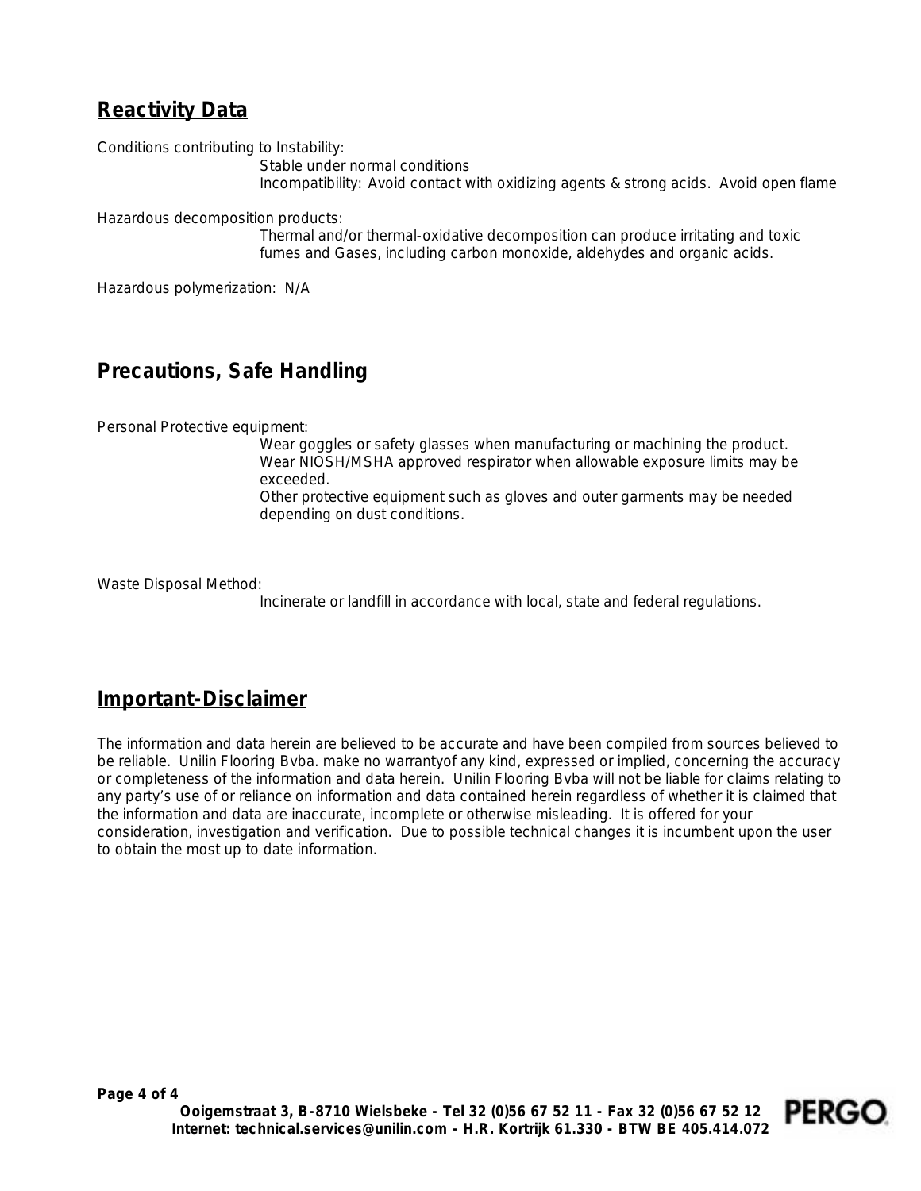## Reactivity Data

Conditions contributing to Instability:

Stable under normal conditions
Incompatibility: Avoid contact with oxidizing agents & strong acids. Avoid open flame

Hazardous decomposition products:

Thermal and/or thermal-oxidative decomposition can produce irritating and toxic fumes and Gases, including carbon monoxide, aldehydes and organic acids.

Hazardous polymerization: N/A

## Precautions, Safe Handling

Personal Protective equipment:

Wear goggles or safety glasses when manufacturing or machining the product.
Wear NIOSH/MSHA approved respirator when allowable exposure limits may be exceeded.
Other protective equipment such as gloves and outer garments may be needed depending on dust conditions.

Waste Disposal Method:

Incinerate or landfill in accordance with local, state and federal regulations.

## Important-Disclaimer

The information and data herein are believed to be accurate and have been compiled from sources believed to be reliable. Unilin Flooring Bvba. make no warrantyof any kind, expressed or implied, concerning the accuracy or completeness of the information and data herein. Unilin Flooring Bvba will not be liable for claims relating to any party's use of or reliance on information and data contained herein regardless of whether it is claimed that the information and data are inaccurate, incomplete or otherwise misleading. It is offered for your consideration, investigation and verification. Due to possible technical changes it is incumbent upon the user to obtain the most up to date information.